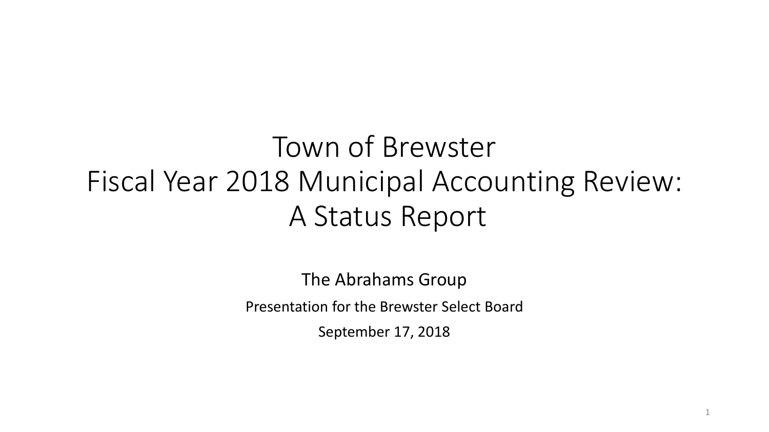# Town of Brewster
# Fiscal Year 2018 Municipal Accounting Review: A Status Report

The Abrahams Group

Presentation for the Brewster Select Board

September 17, 2018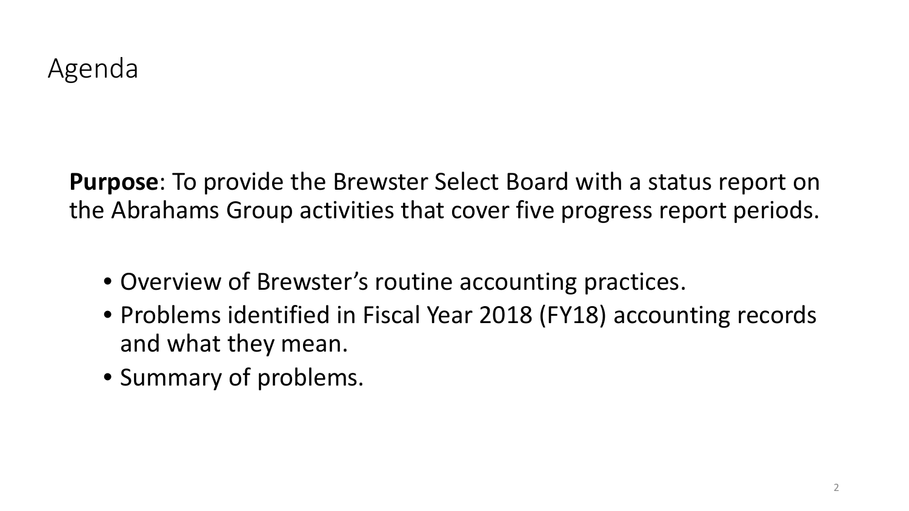# Agenda

**Purpose**: To provide the Brewster Select Board with a status report on the Abrahams Group activities that cover five progress report periods.

- Overview of Brewster's routine accounting practices.
- Problems identified in Fiscal Year 2018 (FY18) accounting records and what they mean.
- Summary of problems.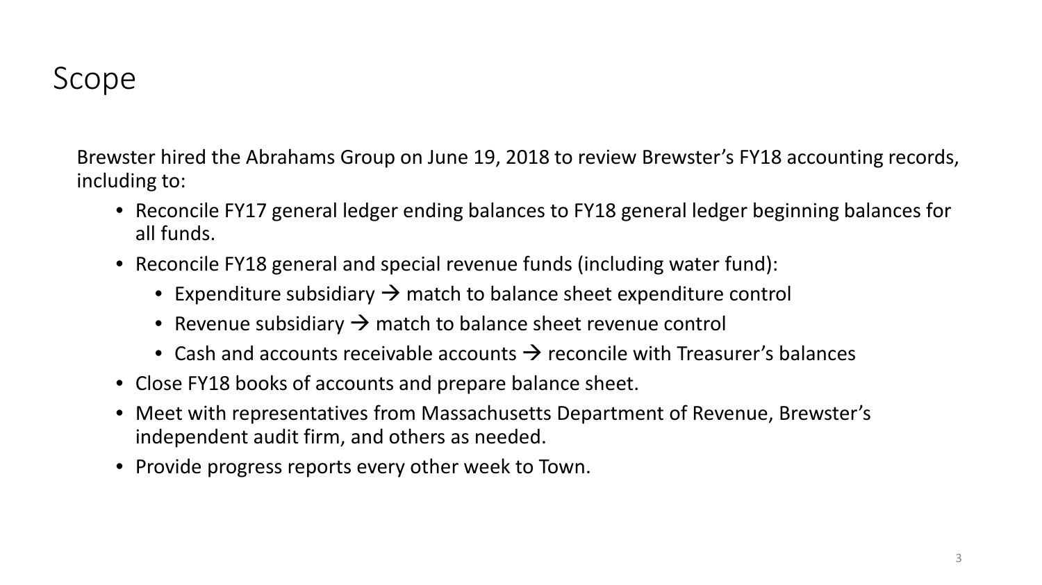# Scope

Brewster hired the Abrahams Group on June 19, 2018 to review Brewster's FY18 accounting records, including to:

- Reconcile FY17 general ledger ending balances to FY18 general ledger beginning balances for all funds.
- Reconcile FY18 general and special revenue funds (including water fund):
  - Expenditure subsidiary → match to balance sheet expenditure control
  - Revenue subsidiary → match to balance sheet revenue control
  - Cash and accounts receivable accounts → reconcile with Treasurer's balances
- Close FY18 books of accounts and prepare balance sheet.
- Meet with representatives from Massachusetts Department of Revenue, Brewster's independent audit firm, and others as needed.
- Provide progress reports every other week to Town.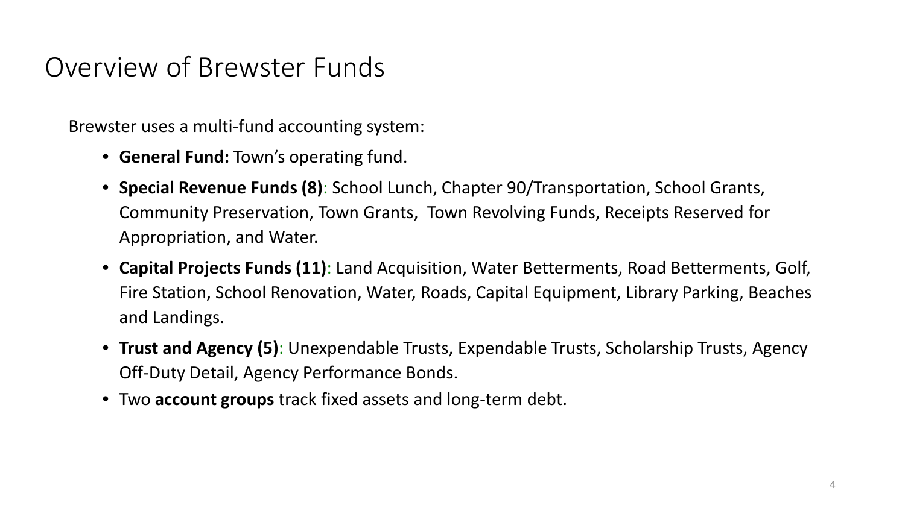# Overview of Brewster Funds

Brewster uses a multi-fund accounting system:

- **General Fund:** Town's operating fund.
- **Special Revenue Funds (8)**: School Lunch, Chapter 90/Transportation, School Grants, Community Preservation, Town Grants, Town Revolving Funds, Receipts Reserved for Appropriation, and Water.
- **Capital Projects Funds (11)**: Land Acquisition, Water Betterments, Road Betterments, Golf, Fire Station, School Renovation, Water, Roads, Capital Equipment, Library Parking, Beaches and Landings.
- **Trust and Agency (5)**: Unexpendable Trusts, Expendable Trusts, Scholarship Trusts, Agency Off-Duty Detail, Agency Performance Bonds.
- Two **account groups** track fixed assets and long-term debt.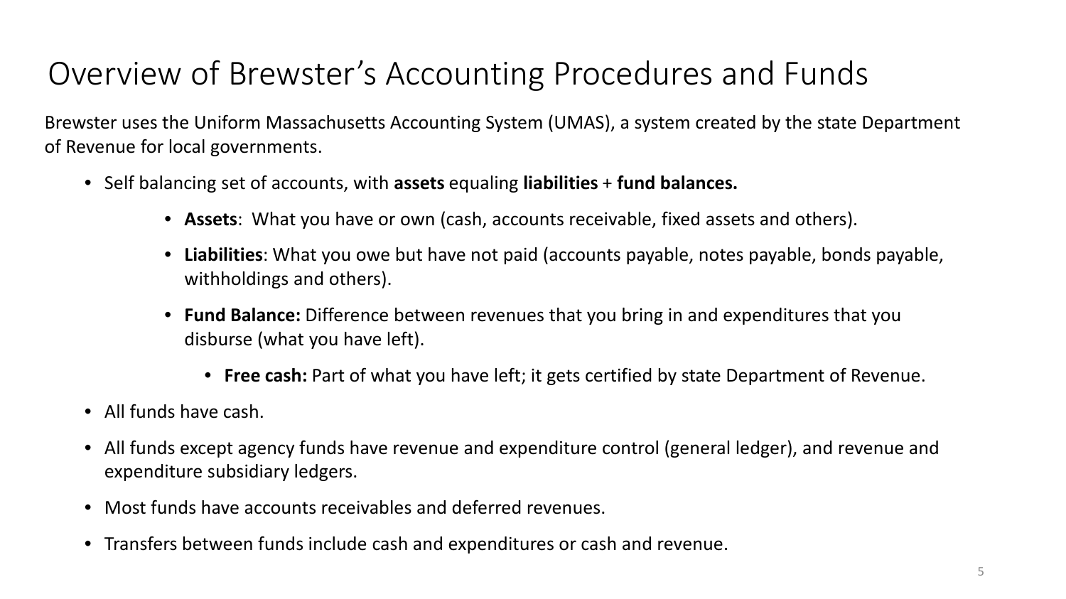# Overview of Brewster's Accounting Procedures and Funds

Brewster uses the Uniform Massachusetts Accounting System (UMAS), a system created by the state Department of Revenue for local governments.

- Self balancing set of accounts, with **assets** equaling **liabilities** + **fund balances.**
  - **Assets**: What you have or own (cash, accounts receivable, fixed assets and others).
  - **Liabilities**: What you owe but have not paid (accounts payable, notes payable, bonds payable, withholdings and others).
  - **Fund Balance:** Difference between revenues that you bring in and expenditures that you disburse (what you have left).
    - **Free cash:** Part of what you have left; it gets certified by state Department of Revenue.
- All funds have cash.
- All funds except agency funds have revenue and expenditure control (general ledger), and revenue and expenditure subsidiary ledgers.
- Most funds have accounts receivables and deferred revenues.
- Transfers between funds include cash and expenditures or cash and revenue.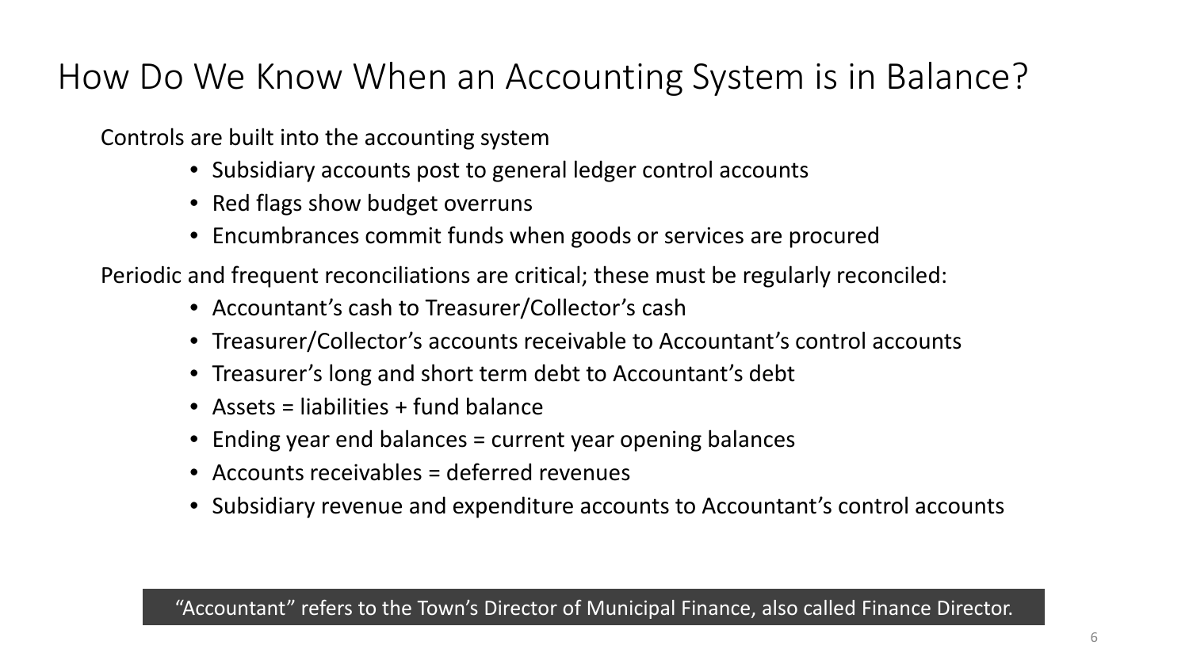# How Do We Know When an Accounting System is in Balance?

Controls are built into the accounting system

- Subsidiary accounts post to general ledger control accounts
- Red flags show budget overruns
- Encumbrances commit funds when goods or services are procured

Periodic and frequent reconciliations are critical; these must be regularly reconciled:

- Accountant's cash to Treasurer/Collector's cash
- Treasurer/Collector's accounts receivable to Accountant's control accounts
- Treasurer's long and short term debt to Accountant's debt
- Assets = liabilities + fund balance
- Ending year end balances = current year opening balances
- Accounts receivables = deferred revenues
- Subsidiary revenue and expenditure accounts to Accountant's control accounts

"Accountant" refers to the Town's Director of Municipal Finance, also called Finance Director.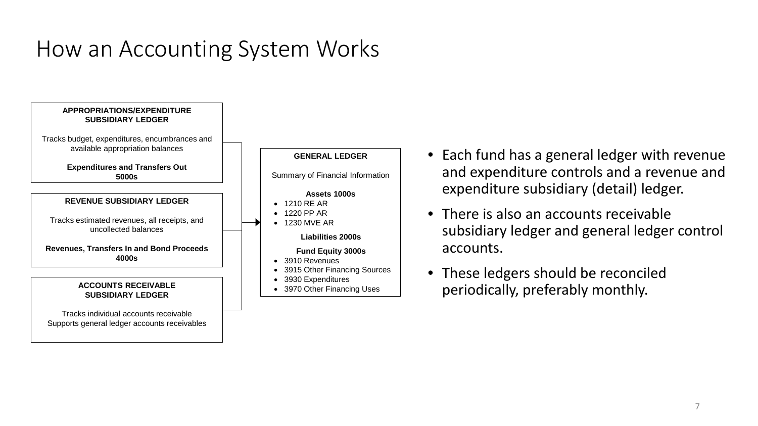# How an Accounting System Works

**APPROPRIATIONS/EXPENDITURE SUBSIDIARY LEDGER**

Tracks budget, expenditures, encumbrances and available appropriation balances

**Expenditures and Transfers Out 5000s**

**REVENUE SUBSIDIARY LEDGER**

Tracks estimated revenues, all receipts, and uncollected balances

**Revenues, Transfers In and Bond Proceeds 4000s**

**ACCOUNTS RECEIVABLE SUBSIDIARY LEDGER**

Tracks individual accounts receivable
Supports general ledger accounts receivables

**GENERAL LEDGER**

Summary of Financial Information

**Assets 1000s**

- 1210 RE AR
- 1220 PP AR
- 1230 MVE AR

**Liabilities 2000s**

**Fund Equity 3000s**

- 3910 Revenues
- 3915 Other Financing Sources
- 3930 Expenditures
- 3970 Other Financing Uses

---

- Each fund has a general ledger with revenue and expenditure controls and a revenue and expenditure subsidiary (detail) ledger.
- There is also an accounts receivable subsidiary ledger and general ledger control accounts.
- These ledgers should be reconciled periodically, preferably monthly.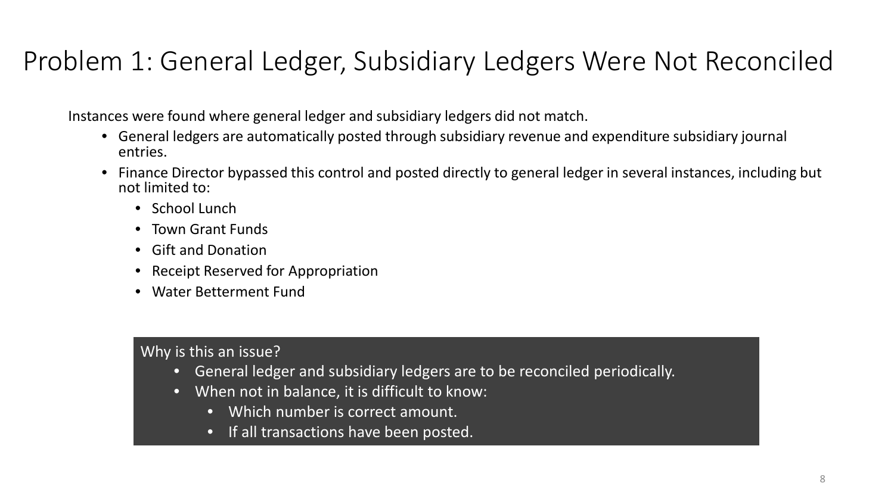# Problem 1: General Ledger, Subsidiary Ledgers Were Not Reconciled

Instances were found where general ledger and subsidiary ledgers did not match.

- General ledgers are automatically posted through subsidiary revenue and expenditure subsidiary journal entries.
- Finance Director bypassed this control and posted directly to general ledger in several instances, including but not limited to:
  - School Lunch
  - Town Grant Funds
  - Gift and Donation
  - Receipt Reserved for Appropriation
  - Water Betterment Fund

Why is this an issue?

- General ledger and subsidiary ledgers are to be reconciled periodically.
- When not in balance, it is difficult to know:
  - Which number is correct amount.
  - If all transactions have been posted.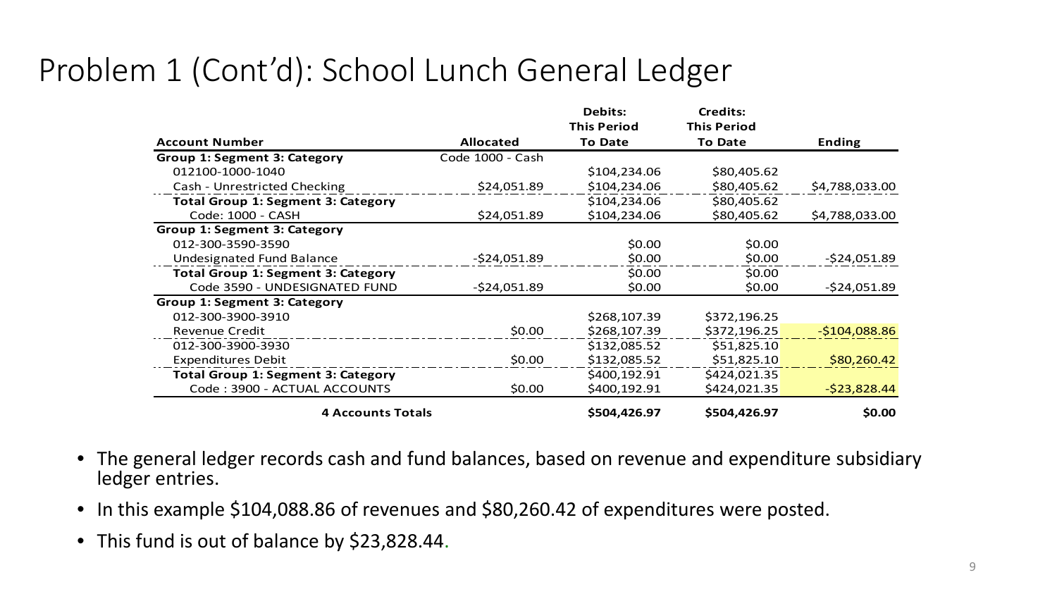# Problem 1 (Cont'd): School Lunch General Ledger

| Account Number | Allocated | Debits: This Period To Date | Credits: This Period To Date | Ending |
|---|---|---|---|---|
| **Group 1: Segment 3: Category** | Code 1000 - Cash | | | |
| 012100-1000-1040 | | $104,234.06 | $80,405.62 | |
| Cash - Unrestricted Checking | $24,051.89 | $104,234.06 | $80,405.62 | $4,788,033.00 |
| **Total Group 1: Segment 3: Category** | | $104,234.06 | $80,405.62 | |
| Code: 1000 - CASH | $24,051.89 | $104,234.06 | $80,405.62 | $4,788,033.00 |
| **Group 1: Segment 3: Category** | | | | |
| 012-300-3590-3590 | | $0.00 | $0.00 | |
| Undesignated Fund Balance | -$24,051.89 | $0.00 | $0.00 | -$24,051.89 |
| **Total Group 1: Segment 3: Category** | | $0.00 | $0.00 | |
| Code 3590 - UNDESIGNATED FUND | -$24,051.89 | $0.00 | $0.00 | -$24,051.89 |
| **Group 1: Segment 3: Category** | | | | |
| 012-300-3900-3910 | | $268,107.39 | $372,196.25 | |
| Revenue Credit | $0.00 | $268,107.39 | $372,196.25 | -$104,088.86 |
| 012-300-3900-3930 | | $132,085.52 | $51,825.10 | |
| Expenditures Debit | $0.00 | $132,085.52 | $51,825.10 | $80,260.42 |
| **Total Group 1: Segment 3: Category** | | $400,192.91 | $424,021.35 | |
| Code : 3900 - ACTUAL ACCOUNTS | $0.00 | $400,192.91 | $424,021.35 | -$23,828.44 |
| **4 Accounts Totals** | | **$504,426.97** | **$504,426.97** | **$0.00** |

- The general ledger records cash and fund balances, based on revenue and expenditure subsidiary ledger entries.
- In this example $104,088.86 of revenues and $80,260.42 of expenditures were posted.
- This fund is out of balance by $23,828.44.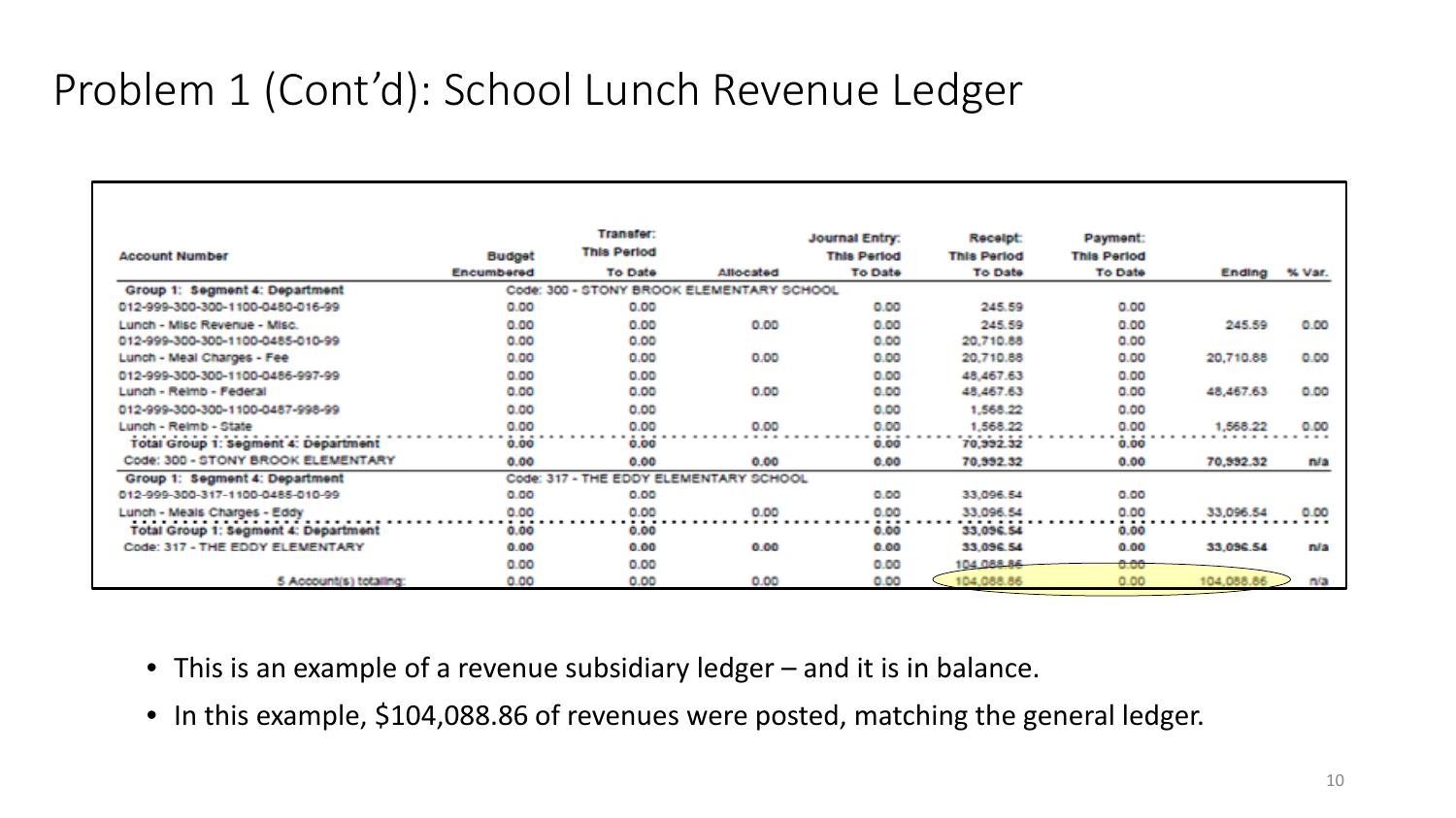# Problem 1 (Cont'd): School Lunch Revenue Ledger

| Account Number | Budget Encumbered | Transfer: This Period To Date | Allocated | Journal Entry: This Period To Date | Receipt: This Period To Date | Payment: This Period To Date | Ending | % Var. |
|---|---|---|---|---|---|---|---|---|
| **Group 1: Segment 4: Department** | Code: 300 - STONY BROOK ELEMENTARY SCHOOL | | | | | | | |
| 012-999-300-300-1100-0480-016-99 | 0.00 | 0.00 | | 0.00 | 245.59 | 0.00 | | |
| Lunch - Misc Revenue - Misc. | 0.00 | 0.00 | 0.00 | 0.00 | 245.59 | 0.00 | 245.59 | 0.00 |
| 012-999-300-300-1100-0485-010-99 | 0.00 | 0.00 | | 0.00 | 20,710.88 | 0.00 | | |
| Lunch - Meal Charges - Fee | 0.00 | 0.00 | 0.00 | 0.00 | 20,710.88 | 0.00 | 20,710.88 | 0.00 |
| 012-999-300-300-1100-0486-997-99 | 0.00 | 0.00 | | 0.00 | 48,467.63 | 0.00 | | |
| Lunch - Reimb - Federal | 0.00 | 0.00 | 0.00 | 0.00 | 48,467.63 | 0.00 | 48,467.63 | 0.00 |
| 012-999-300-300-1100-0487-998-99 | 0.00 | 0.00 | | 0.00 | 1,568.22 | 0.00 | | |
| Lunch - Reimb - State | 0.00 | 0.00 | 0.00 | 0.00 | 1,568.22 | 0.00 | 1,568.22 | 0.00 |
| Total Group 1: Segment 4: Department | 0.00 | 0.00 | | 0.00 | 70,992.32 | 0.00 | | |
| Code: 300 - STONY BROOK ELEMENTARY | 0.00 | 0.00 | 0.00 | 0.00 | 70,992.32 | 0.00 | 70,992.32 | n/a |
| **Group 1: Segment 4: Department** | Code: 317 - THE EDDY ELEMENTARY SCHOOL | | | | | | | |
| 012-999-300-317-1100-0485-010-99 | 0.00 | 0.00 | | 0.00 | 33,096.54 | 0.00 | | |
| Lunch - Meals Charges - Eddy | 0.00 | 0.00 | 0.00 | 0.00 | 33,096.54 | 0.00 | 33,096.54 | 0.00 |
| Total Group 1: Segment 4: Department | 0.00 | 0.00 | | 0.00 | 33,096.54 | 0.00 | | |
| Code: 317 - THE EDDY ELEMENTARY | 0.00 | 0.00 | 0.00 | 0.00 | 33,096.54 | 0.00 | 33,096.54 | n/a |
| | 0.00 | 0.00 | | 0.00 | 104,088.86 | 0.00 | | |
| 5 Account(s) totaling: | 0.00 | 0.00 | 0.00 | 0.00 | 104,088.86 | 0.00 | 104,088.86 | n/a |

- This is an example of a revenue subsidiary ledger – and it is in balance.
- In this example, $104,088.86 of revenues were posted, matching the general ledger.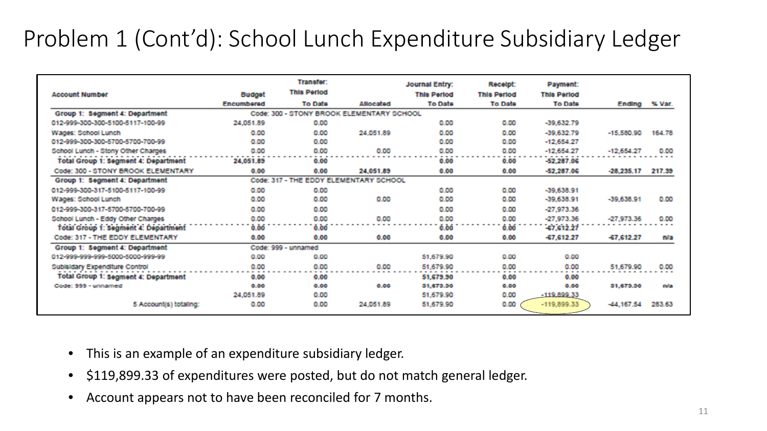# Problem 1 (Cont'd): School Lunch Expenditure Subsidiary Ledger

| Account Number | Budget Encumbered | Transfer: This Period To Date | Allocated | Journal Entry: This Period To Date | Receipt: This Period To Date | Payment: This Period To Date | Ending | % Var. |
|---|---|---|---|---|---|---|---|---|
| **Group 1: Segment 4: Department** | Code: 300 - STONY BROOK ELEMENTARY SCHOOL | | | | | | | |
| 012-999-300-300-5100-5117-100-99 | 24,051.89 | 0.00 | | 0.00 | 0.00 | -39,632.79 | | |
| Wages: School Lunch | 0.00 | 0.00 | 24,051.89 | 0.00 | 0.00 | -39,632.79 | -15,580.90 | 164.78 |
| 012-999-300-300-5700-5700-700-99 | 0.00 | 0.00 | | 0.00 | 0.00 | -12,654.27 | | |
| School Lunch - Stony Other Charges | 0.00 | 0.00 | 0.00 | 0.00 | 0.00 | -12,654.27 | -12,654.27 | 0.00 |
| **Total Group 1: Segment 4: Department** | **24,051.89** | **0.00** | | **0.00** | **0.00** | **-52,287.06** | | |
| Code: 300 - STONY BROOK ELEMENTARY | **0.00** | **0.00** | **24,051.89** | **0.00** | **0.00** | **-52,287.06** | **-28,235.17** | **217.39** |
| **Group 1: Segment 4: Department** | Code: 317 - THE EDDY ELEMENTARY SCHOOL | | | | | | | |
| 012-999-300-317-5100-5117-100-99 | 0.00 | 0.00 | | 0.00 | 0.00 | -39,638.91 | | |
| Wages: School Lunch | 0.00 | 0.00 | 0.00 | 0.00 | 0.00 | -39,638.91 | -39,638.91 | 0.00 |
| 012-999-300-317-5700-5700-700-99 | 0.00 | 0.00 | | 0.00 | 0.00 | -27,973.36 | | |
| School Lunch - Eddy Other Charges | 0.00 | 0.00 | 0.00 | 0.00 | 0.00 | -27,973.36 | -27,973.36 | 0.00 |
| **Total Group 1: Segment 4: Department** | **0.00** | **0.00** | | **0.00** | **0.00** | **-67,612.27** | | |
| Code: 317 - THE EDDY ELEMENTARY | **0.00** | **0.00** | **0.00** | **0.00** | **0.00** | **-67,612.27** | **-67,612.27** | **n/a** |
| **Group 1: Segment 4: Department** | Code: 999 - unnamed | | | | | | | |
| 012-999-999-999-5000-5000-999-99 | 0.00 | 0.00 | | 51,679.90 | 0.00 | 0.00 | | |
| Subsidary Expenditure Control | 0.00 | 0.00 | 0.00 | 51,679.90 | 0.00 | 0.00 | 51,679.90 | 0.00 |
| **Total Group 1: Segment 4: Department** | **0.00** | **0.00** | | **51,679.90** | **0.00** | **0.00** | | |
| Code: 999 - unnamed | **0.00** | **0.00** | **0.00** | **51,679.90** | **0.00** | **0.00** | **51,679.90** | **n/a** |
| | 24,051.89 | 0.00 | | 51,679.90 | 0.00 | -119,899.33 | | |
| 5 Account(s) totaling: | 0.00 | 0.00 | 24,051.89 | 51,679.90 | 0.00 | -119,899.33 | -44,167.54 | 283.63 |

- This is an example of an expenditure subsidiary ledger.
- $119,899.33 of expenditures were posted, but do not match general ledger.
- Account appears not to have been reconciled for 7 months.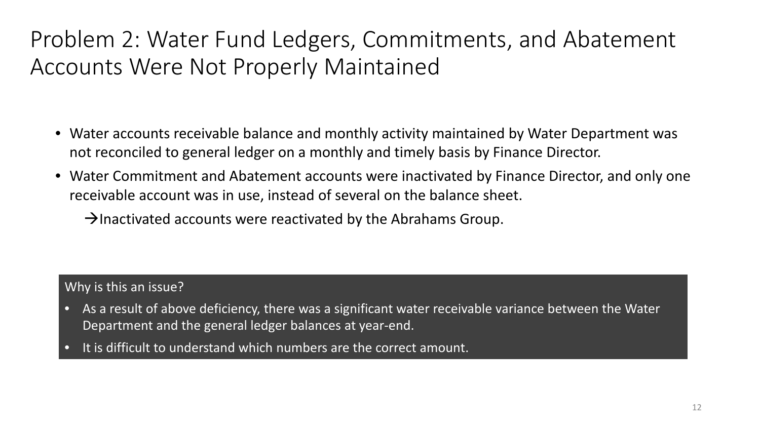# Problem 2: Water Fund Ledgers, Commitments, and Abatement Accounts Were Not Properly Maintained

- Water accounts receivable balance and monthly activity maintained by Water Department was not reconciled to general ledger on a monthly and timely basis by Finance Director.
- Water Commitment and Abatement accounts were inactivated by Finance Director, and only one receivable account was in use, instead of several on the balance sheet.
  - →Inactivated accounts were reactivated by the Abrahams Group.

Why is this an issue?

- As a result of above deficiency, there was a significant water receivable variance between the Water Department and the general ledger balances at year-end.
- It is difficult to understand which numbers are the correct amount.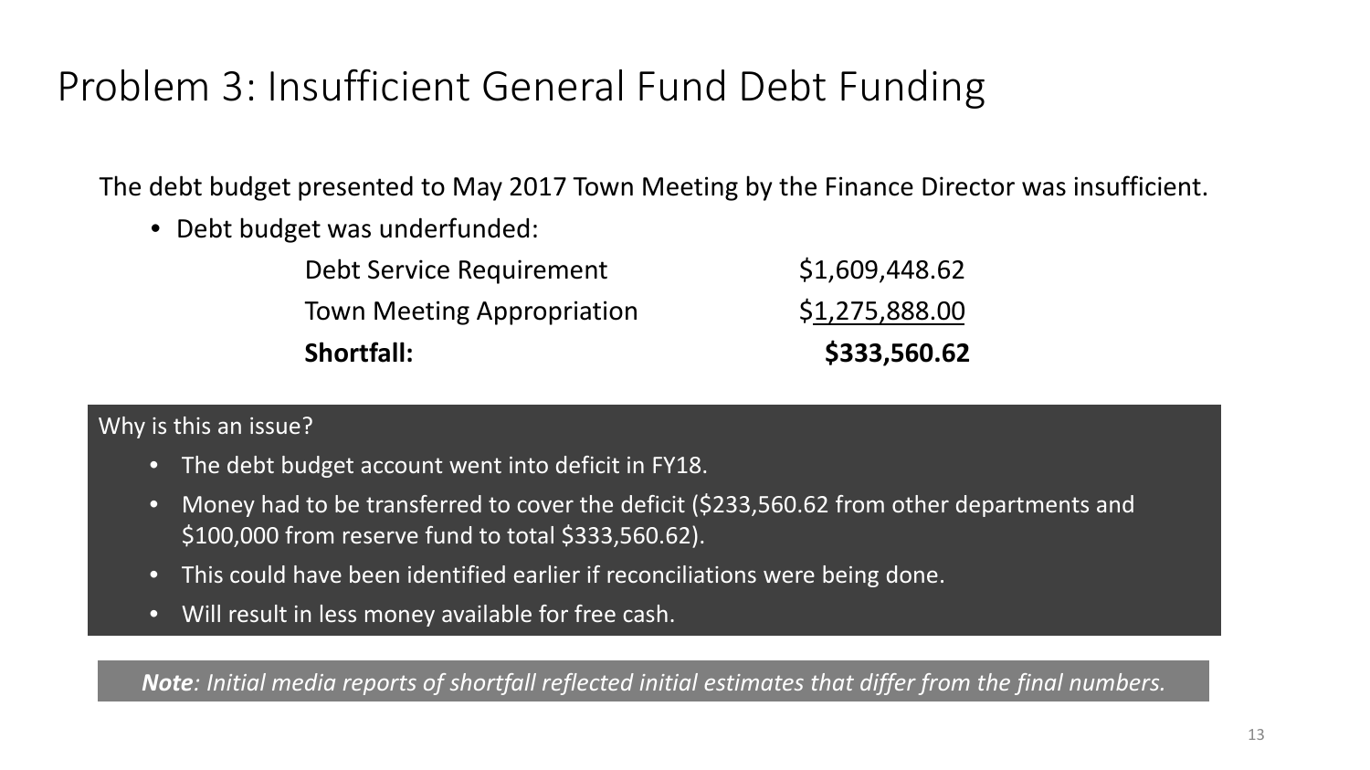# Problem 3: Insufficient General Fund Debt Funding

The debt budget presented to May 2017 Town Meeting by the Finance Director was insufficient.

- Debt budget was underfunded:

| | |
|---|---|
| Debt Service Requirement | $1,609,448.62 |
| Town Meeting Appropriation | $1,275,888.00 |
| **Shortfall:** | **$333,560.62** |

Why is this an issue?

- The debt budget account went into deficit in FY18.
- Money had to be transferred to cover the deficit ($233,560.62 from other departments and $100,000 from reserve fund to total $333,560.62).
- This could have been identified earlier if reconciliations were being done.
- Will result in less money available for free cash.

***Note**: Initial media reports of shortfall reflected initial estimates that differ from the final numbers.*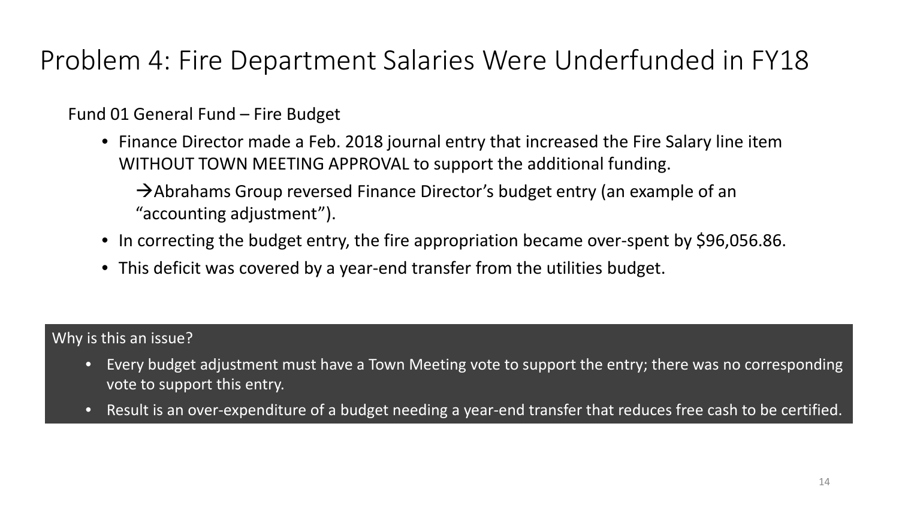# Problem 4: Fire Department Salaries Were Underfunded in FY18

Fund 01 General Fund – Fire Budget

- Finance Director made a Feb. 2018 journal entry that increased the Fire Salary line item WITHOUT TOWN MEETING APPROVAL to support the additional funding.
  - →Abrahams Group reversed Finance Director's budget entry (an example of an "accounting adjustment").
- In correcting the budget entry, the fire appropriation became over-spent by $96,056.86.
- This deficit was covered by a year-end transfer from the utilities budget.

**Why is this an issue?**

- Every budget adjustment must have a Town Meeting vote to support the entry; there was no corresponding vote to support this entry.
- Result is an over-expenditure of a budget needing a year-end transfer that reduces free cash to be certified.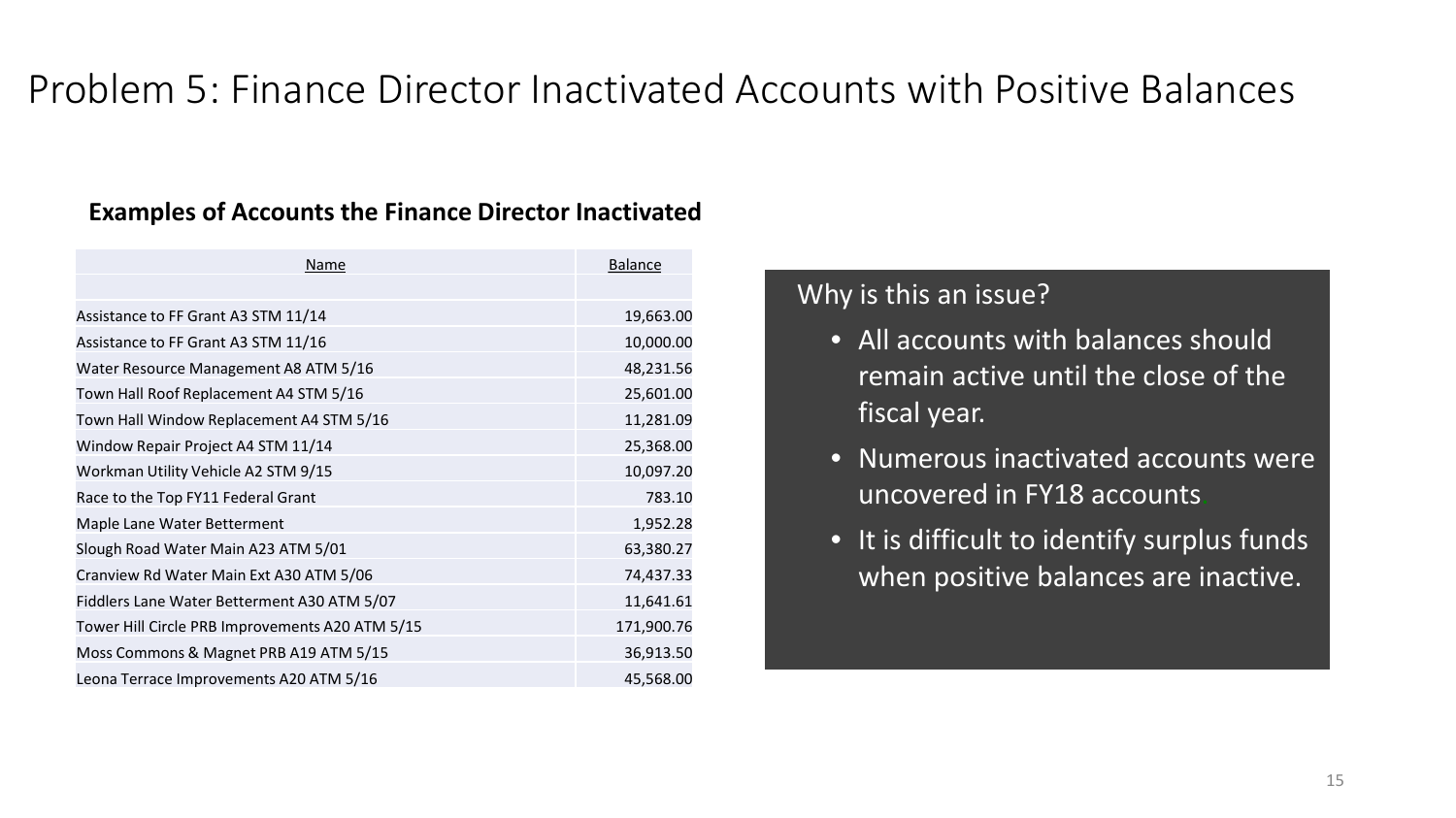# Problem 5: Finance Director Inactivated Accounts with Positive Balances

**Examples of Accounts the Finance Director Inactivated**

| Name | Balance |
|---|---|
| Assistance to FF Grant A3 STM 11/14 | 19,663.00 |
| Assistance to FF Grant A3 STM 11/16 | 10,000.00 |
| Water Resource Management A8 ATM 5/16 | 48,231.56 |
| Town Hall Roof Replacement A4 STM 5/16 | 25,601.00 |
| Town Hall Window Replacement A4 STM 5/16 | 11,281.09 |
| Window Repair Project A4 STM 11/14 | 25,368.00 |
| Workman Utility Vehicle A2 STM 9/15 | 10,097.20 |
| Race to the Top FY11 Federal Grant | 783.10 |
| Maple Lane Water Betterment | 1,952.28 |
| Slough Road Water Main A23 ATM 5/01 | 63,380.27 |
| Cranview Rd Water Main Ext A30 ATM 5/06 | 74,437.33 |
| Fiddlers Lane Water Betterment A30 ATM 5/07 | 11,641.61 |
| Tower Hill Circle PRB Improvements A20 ATM 5/15 | 171,900.76 |
| Moss Commons & Magnet PRB A19 ATM 5/15 | 36,913.50 |
| Leona Terrace Improvements A20 ATM 5/16 | 45,568.00 |

Why is this an issue?

- All accounts with balances should remain active until the close of the fiscal year.
- Numerous inactivated accounts were uncovered in FY18 accounts.
- It is difficult to identify surplus funds when positive balances are inactive.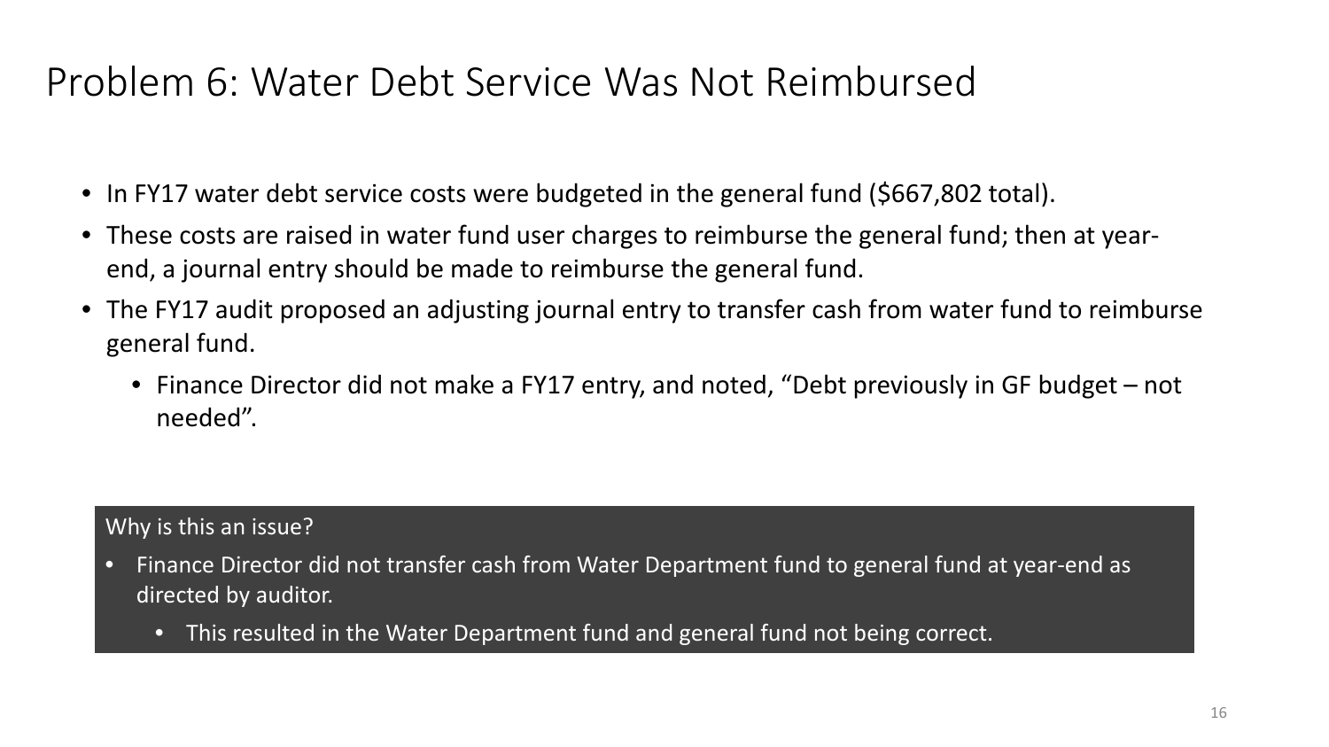# Problem 6: Water Debt Service Was Not Reimbursed

- In FY17 water debt service costs were budgeted in the general fund ($667,802 total).
- These costs are raised in water fund user charges to reimburse the general fund; then at year-end, a journal entry should be made to reimburse the general fund.
- The FY17 audit proposed an adjusting journal entry to transfer cash from water fund to reimburse general fund.
  - Finance Director did not make a FY17 entry, and noted, “Debt previously in GF budget – not needed”.

**Why is this an issue?**

- Finance Director did not transfer cash from Water Department fund to general fund at year-end as directed by auditor.
  - This resulted in the Water Department fund and general fund not being correct.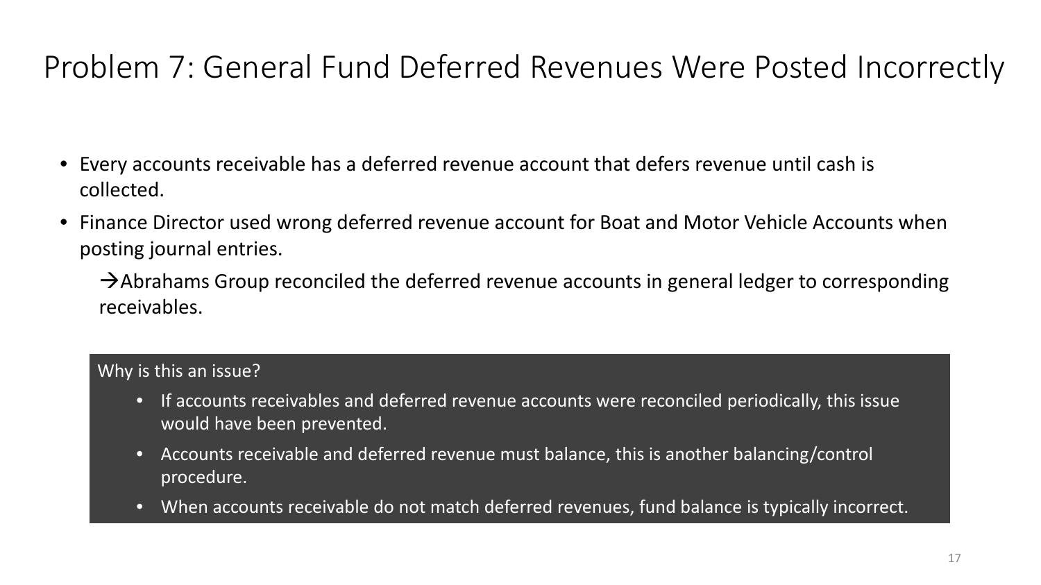# Problem 7: General Fund Deferred Revenues Were Posted Incorrectly

- Every accounts receivable has a deferred revenue account that defers revenue until cash is collected.
- Finance Director used wrong deferred revenue account for Boat and Motor Vehicle Accounts when posting journal entries.

  →Abrahams Group reconciled the deferred revenue accounts in general ledger to corresponding receivables.

Why is this an issue?

- If accounts receivables and deferred revenue accounts were reconciled periodically, this issue would have been prevented.
- Accounts receivable and deferred revenue must balance, this is another balancing/control procedure.
- When accounts receivable do not match deferred revenues, fund balance is typically incorrect.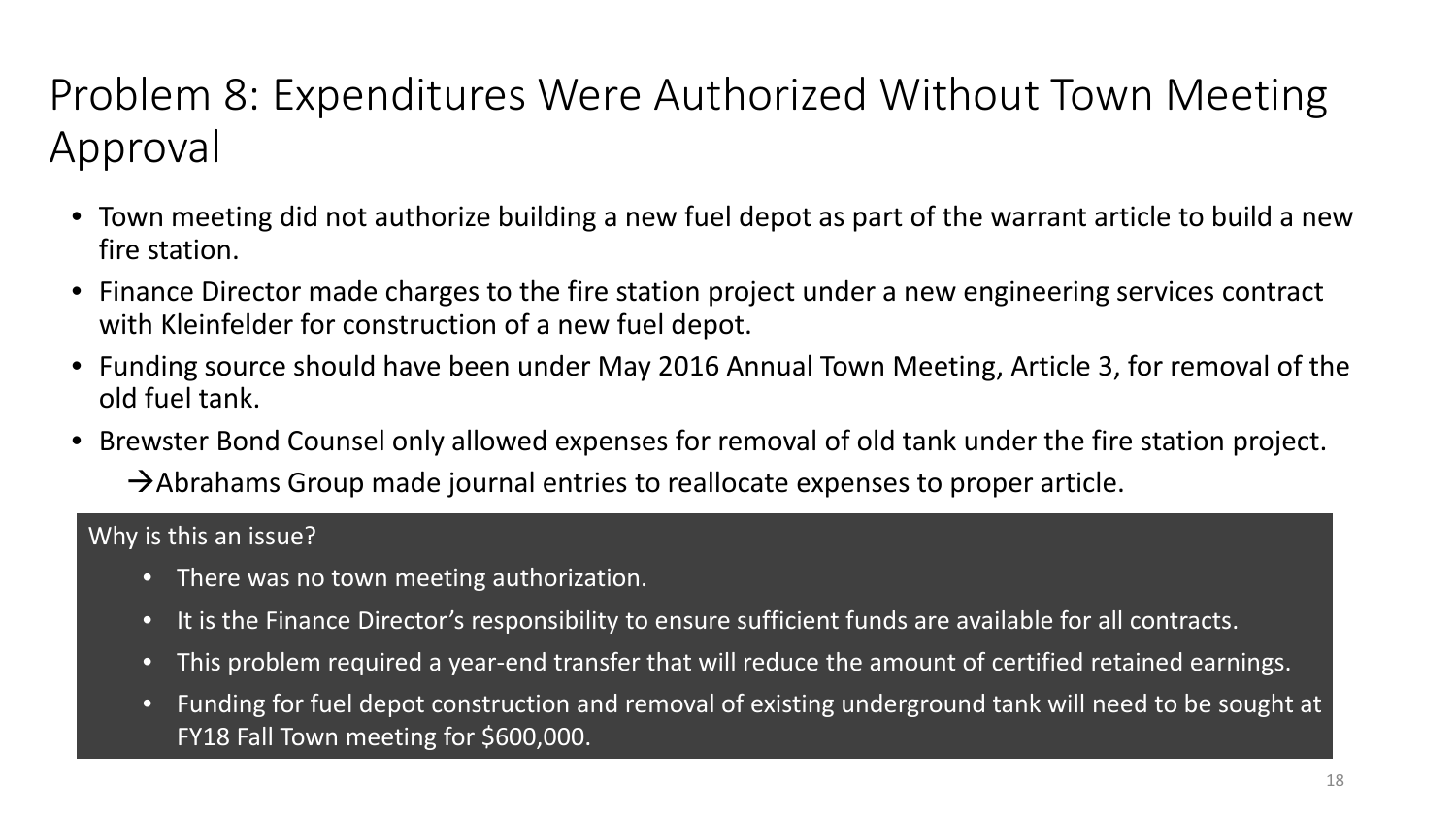# Problem 8: Expenditures Were Authorized Without Town Meeting Approval

- Town meeting did not authorize building a new fuel depot as part of the warrant article to build a new fire station.
- Finance Director made charges to the fire station project under a new engineering services contract with Kleinfelder for construction of a new fuel depot.
- Funding source should have been under May 2016 Annual Town Meeting, Article 3, for removal of the old fuel tank.
- Brewster Bond Counsel only allowed expenses for removal of old tank under the fire station project.
  - →Abrahams Group made journal entries to reallocate expenses to proper article.

Why is this an issue?

- There was no town meeting authorization.
- It is the Finance Director's responsibility to ensure sufficient funds are available for all contracts.
- This problem required a year-end transfer that will reduce the amount of certified retained earnings.
- Funding for fuel depot construction and removal of existing underground tank will need to be sought at FY18 Fall Town meeting for $600,000.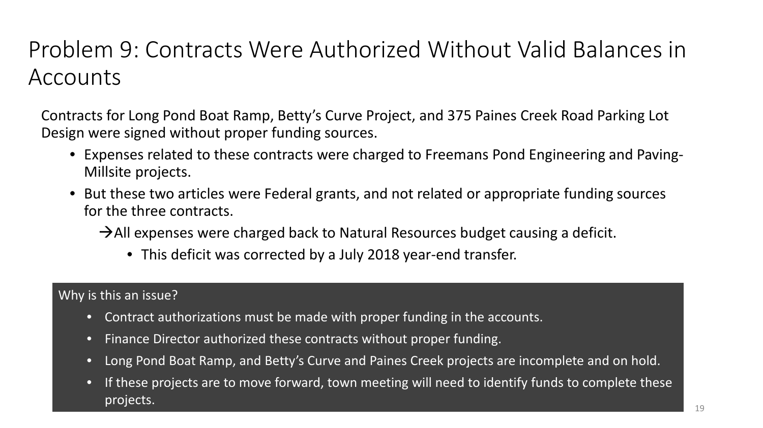# Problem 9: Contracts Were Authorized Without Valid Balances in Accounts

Contracts for Long Pond Boat Ramp, Betty's Curve Project, and 375 Paines Creek Road Parking Lot Design were signed without proper funding sources.

- Expenses related to these contracts were charged to Freemans Pond Engineering and Paving-Millsite projects.
- But these two articles were Federal grants, and not related or appropriate funding sources for the three contracts.

  →All expenses were charged back to Natural Resources budget causing a deficit.

  - This deficit was corrected by a July 2018 year-end transfer.

Why is this an issue?

- Contract authorizations must be made with proper funding in the accounts.
- Finance Director authorized these contracts without proper funding.
- Long Pond Boat Ramp, and Betty's Curve and Paines Creek projects are incomplete and on hold.
- If these projects are to move forward, town meeting will need to identify funds to complete these projects.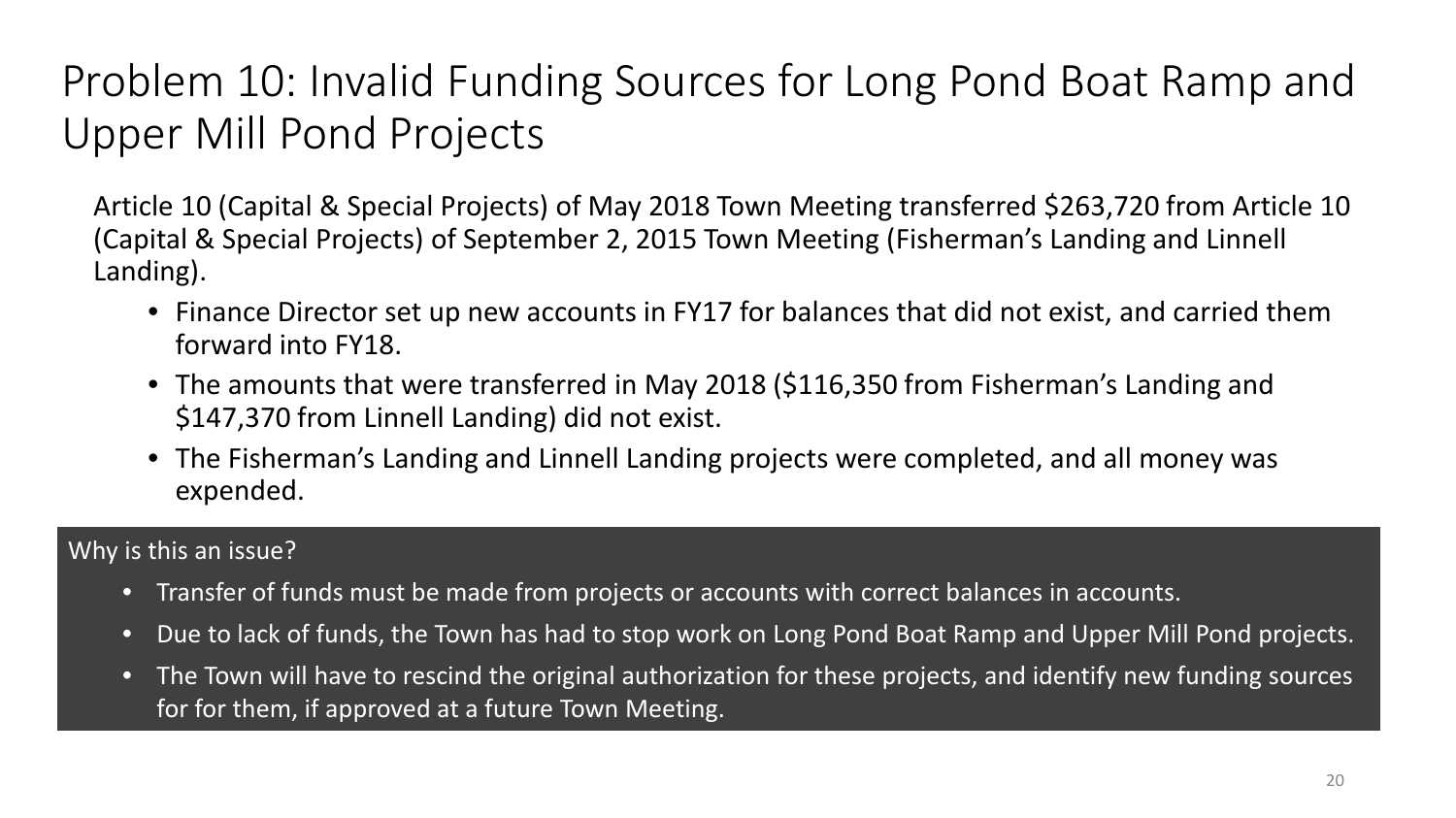# Problem 10: Invalid Funding Sources for Long Pond Boat Ramp and Upper Mill Pond Projects

Article 10 (Capital & Special Projects) of May 2018 Town Meeting transferred $263,720 from Article 10 (Capital & Special Projects) of September 2, 2015 Town Meeting (Fisherman's Landing and Linnell Landing).

- Finance Director set up new accounts in FY17 for balances that did not exist, and carried them forward into FY18.
- The amounts that were transferred in May 2018 ($116,350 from Fisherman's Landing and $147,370 from Linnell Landing) did not exist.
- The Fisherman's Landing and Linnell Landing projects were completed, and all money was expended.

**Why is this an issue?**

- Transfer of funds must be made from projects or accounts with correct balances in accounts.
- Due to lack of funds, the Town has had to stop work on Long Pond Boat Ramp and Upper Mill Pond projects.
- The Town will have to rescind the original authorization for these projects, and identify new funding sources for for them, if approved at a future Town Meeting.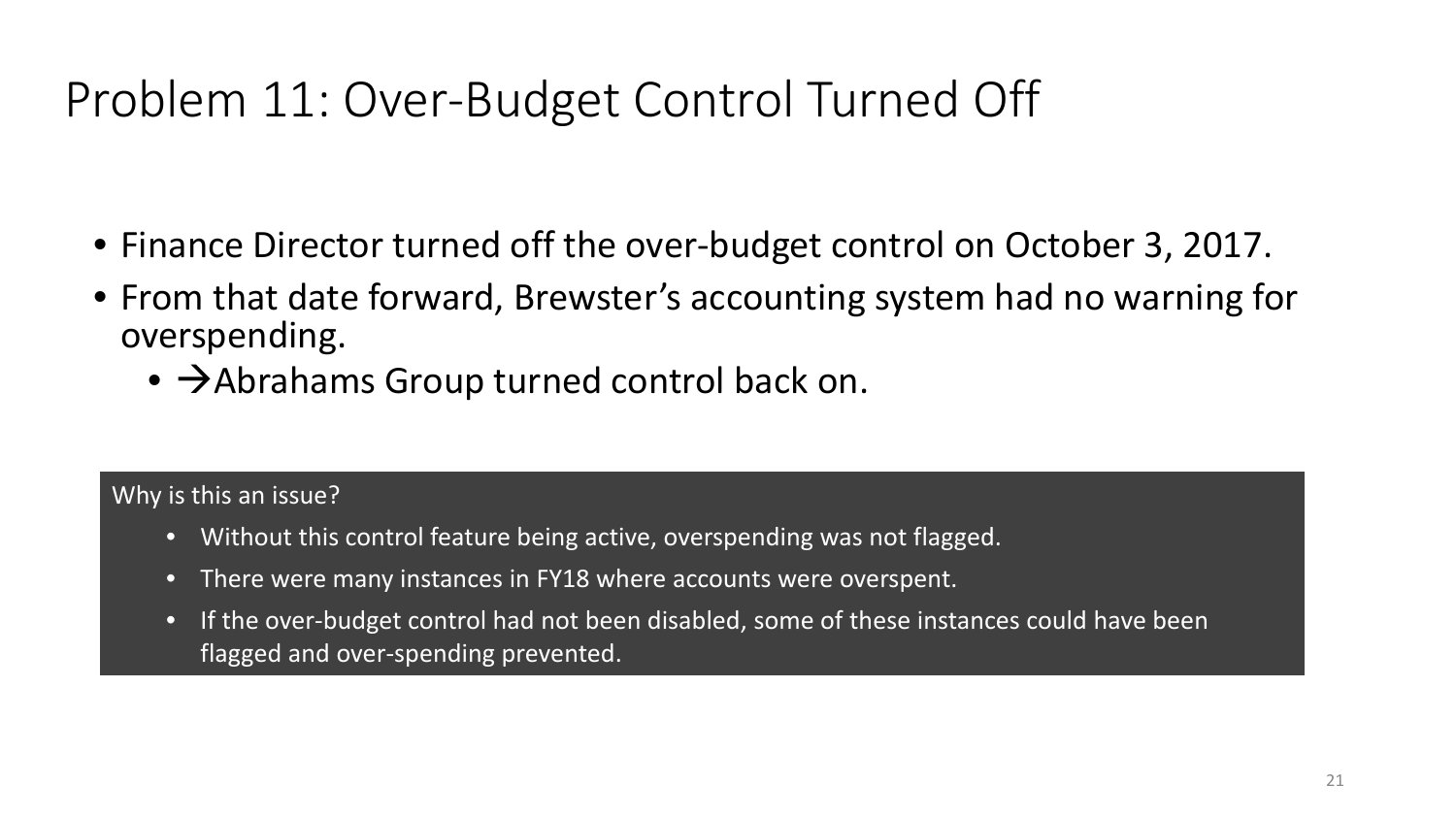# Problem 11: Over-Budget Control Turned Off

- Finance Director turned off the over-budget control on October 3, 2017.
- From that date forward, Brewster's accounting system had no warning for overspending.
  - →Abrahams Group turned control back on.

Why is this an issue?

- Without this control feature being active, overspending was not flagged.
- There were many instances in FY18 where accounts were overspent.
- If the over-budget control had not been disabled, some of these instances could have been flagged and over-spending prevented.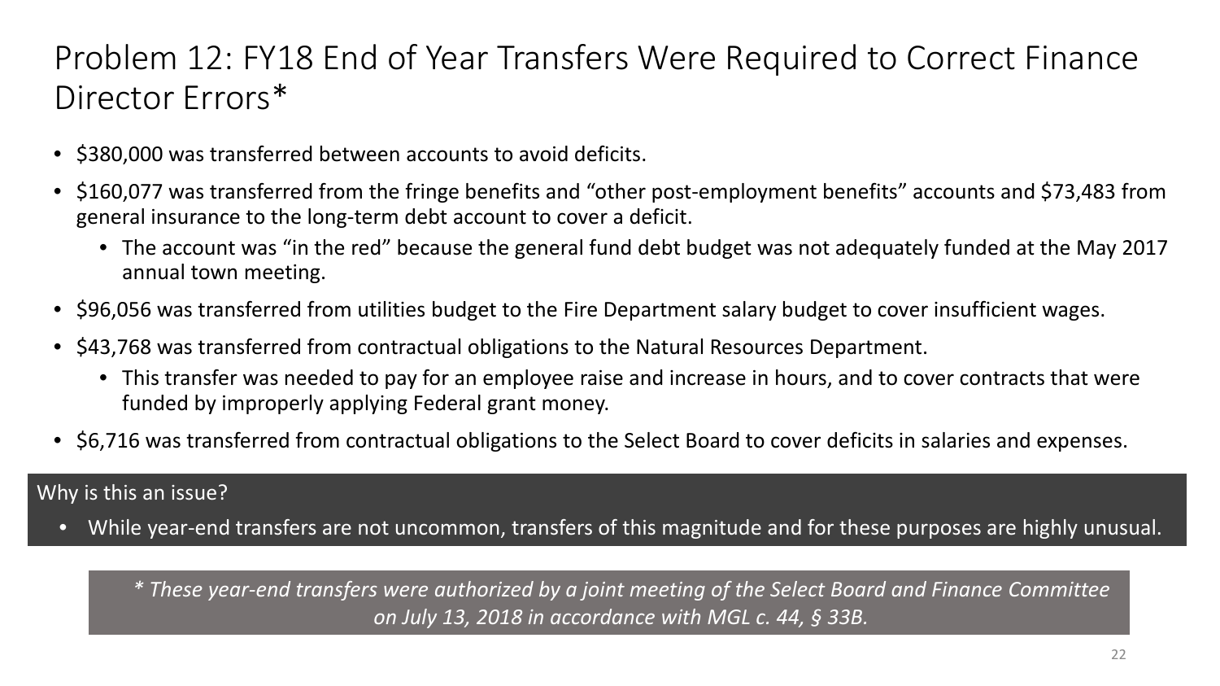# Problem 12: FY18 End of Year Transfers Were Required to Correct Finance Director Errors*

- $380,000 was transferred between accounts to avoid deficits.
- $160,077 was transferred from the fringe benefits and "other post-employment benefits" accounts and $73,483 from general insurance to the long-term debt account to cover a deficit.
  - The account was "in the red" because the general fund debt budget was not adequately funded at the May 2017 annual town meeting.
- $96,056 was transferred from utilities budget to the Fire Department salary budget to cover insufficient wages.
- $43,768 was transferred from contractual obligations to the Natural Resources Department.
  - This transfer was needed to pay for an employee raise and increase in hours, and to cover contracts that were funded by improperly applying Federal grant money.
- $6,716 was transferred from contractual obligations to the Select Board to cover deficits in salaries and expenses.

Why is this an issue?

- While year-end transfers are not uncommon, transfers of this magnitude and for these purposes are highly unusual.

*\* These year-end transfers were authorized by a joint meeting of the Select Board and Finance Committee on July 13, 2018 in accordance with MGL c. 44, § 33B.*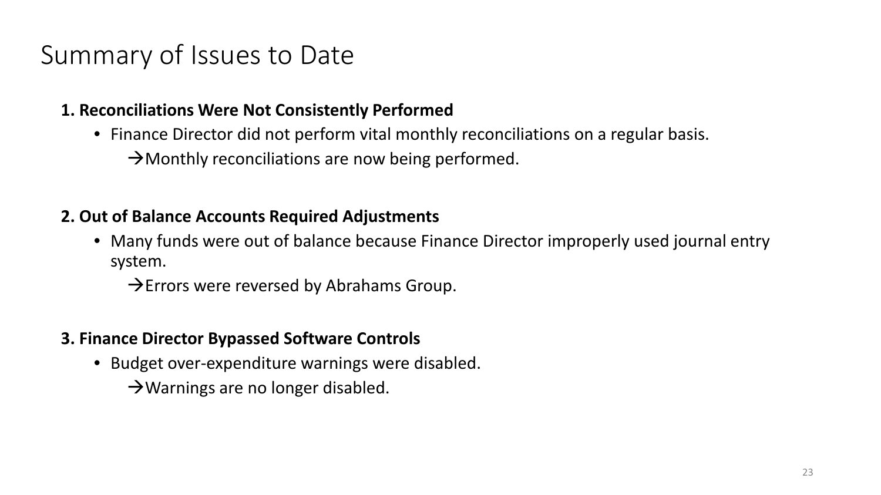# Summary of Issues to Date

**1. Reconciliations Were Not Consistently Performed**

- Finance Director did not perform vital monthly reconciliations on a regular basis.
  - →Monthly reconciliations are now being performed.

**2. Out of Balance Accounts Required Adjustments**

- Many funds were out of balance because Finance Director improperly used journal entry system.
  - →Errors were reversed by Abrahams Group.

**3. Finance Director Bypassed Software Controls**

- Budget over-expenditure warnings were disabled.
  - →Warnings are no longer disabled.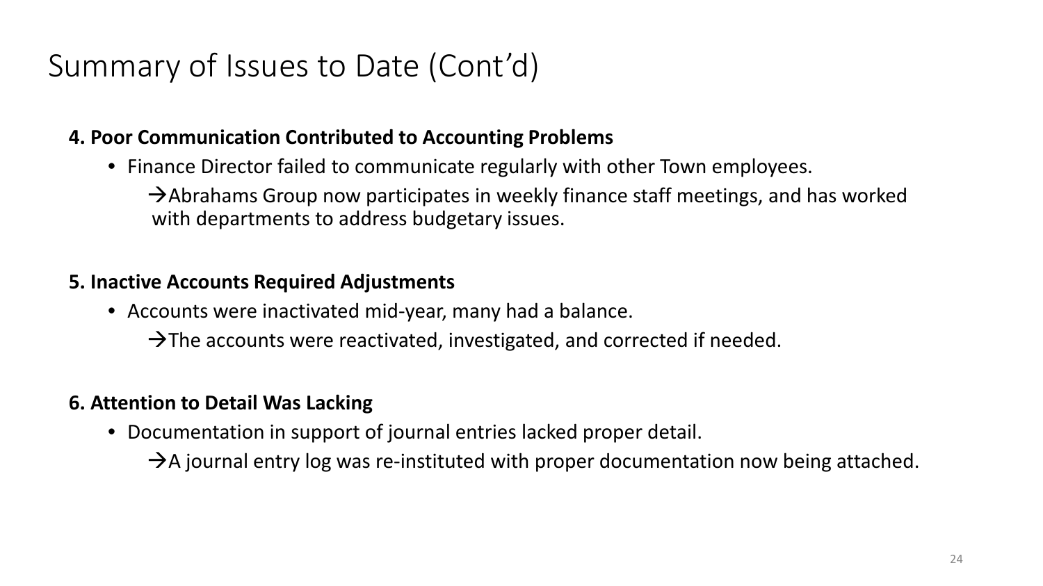# Summary of Issues to Date (Cont'd)

**4. Poor Communication Contributed to Accounting Problems**

- Finance Director failed to communicate regularly with other Town employees.
  - →Abrahams Group now participates in weekly finance staff meetings, and has worked with departments to address budgetary issues.

**5. Inactive Accounts Required Adjustments**

- Accounts were inactivated mid-year, many had a balance.
  - →The accounts were reactivated, investigated, and corrected if needed.

**6. Attention to Detail Was Lacking**

- Documentation in support of journal entries lacked proper detail.
  - →A journal entry log was re-instituted with proper documentation now being attached.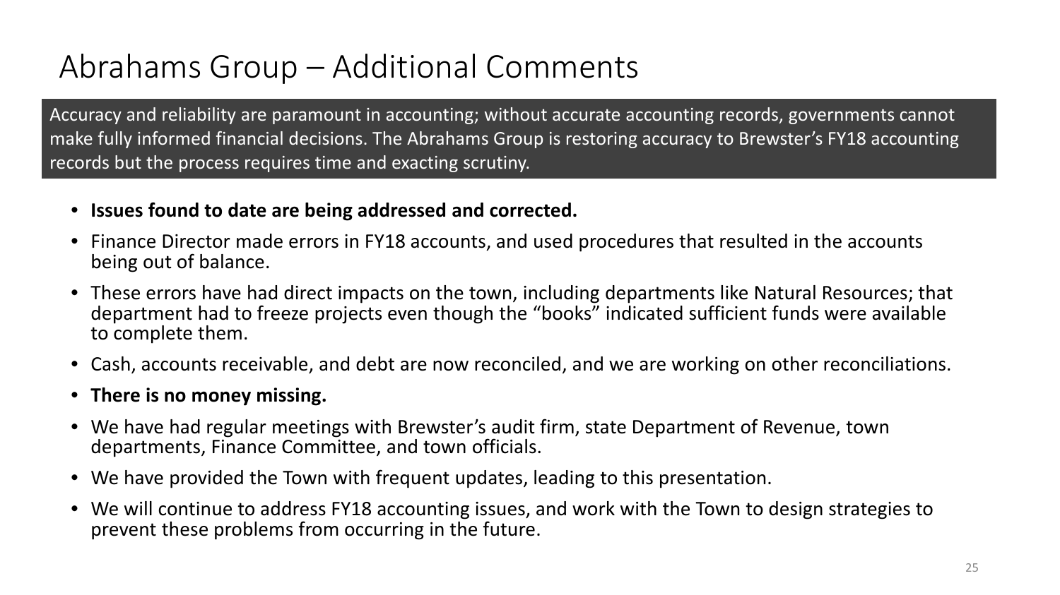# Abrahams Group – Additional Comments

Accuracy and reliability are paramount in accounting; without accurate accounting records, governments cannot make fully informed financial decisions. The Abrahams Group is restoring accuracy to Brewster's FY18 accounting records but the process requires time and exacting scrutiny.

- **Issues found to date are being addressed and corrected.**
- Finance Director made errors in FY18 accounts, and used procedures that resulted in the accounts being out of balance.
- These errors have had direct impacts on the town, including departments like Natural Resources; that department had to freeze projects even though the "books" indicated sufficient funds were available to complete them.
- Cash, accounts receivable, and debt are now reconciled, and we are working on other reconciliations.
- **There is no money missing.**
- We have had regular meetings with Brewster's audit firm, state Department of Revenue, town departments, Finance Committee, and town officials.
- We have provided the Town with frequent updates, leading to this presentation.
- We will continue to address FY18 accounting issues, and work with the Town to design strategies to prevent these problems from occurring in the future.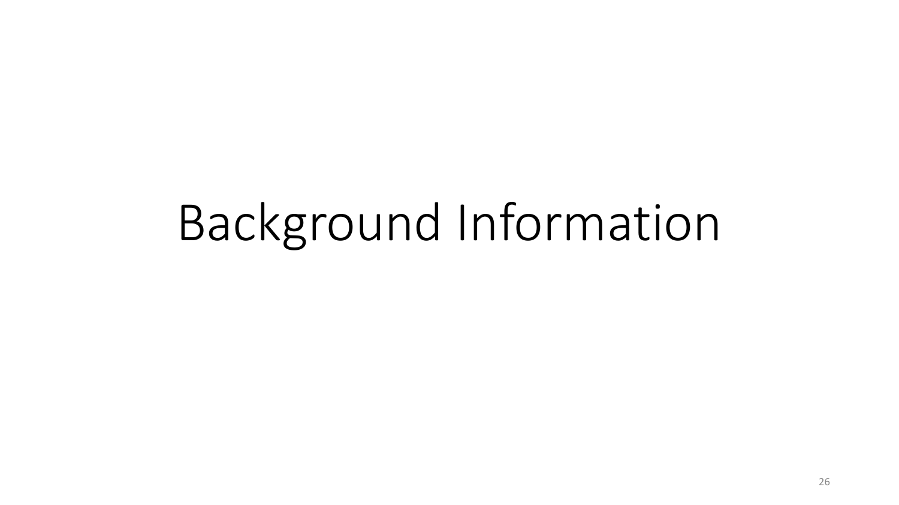# Background Information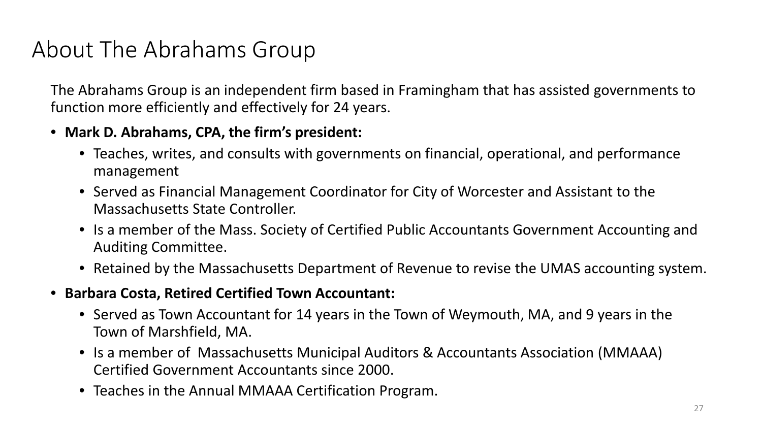# About The Abrahams Group

The Abrahams Group is an independent firm based in Framingham that has assisted governments to function more efficiently and effectively for 24 years.

- **Mark D. Abrahams, CPA, the firm's president:**
  - Teaches, writes, and consults with governments on financial, operational, and performance management
  - Served as Financial Management Coordinator for City of Worcester and Assistant to the Massachusetts State Controller.
  - Is a member of the Mass. Society of Certified Public Accountants Government Accounting and Auditing Committee.
  - Retained by the Massachusetts Department of Revenue to revise the UMAS accounting system.
- **Barbara Costa, Retired Certified Town Accountant:**
  - Served as Town Accountant for 14 years in the Town of Weymouth, MA, and 9 years in the Town of Marshfield, MA.
  - Is a member of Massachusetts Municipal Auditors & Accountants Association (MMAAA) Certified Government Accountants since 2000.
  - Teaches in the Annual MMAAA Certification Program.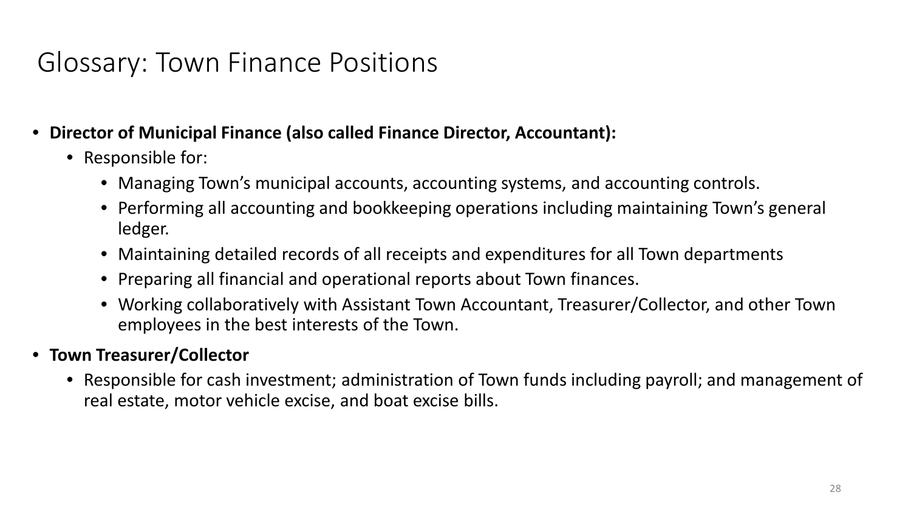# Glossary: Town Finance Positions

- **Director of Municipal Finance (also called Finance Director, Accountant):**
  - Responsible for:
    - Managing Town's municipal accounts, accounting systems, and accounting controls.
    - Performing all accounting and bookkeeping operations including maintaining Town's general ledger.
    - Maintaining detailed records of all receipts and expenditures for all Town departments
    - Preparing all financial and operational reports about Town finances.
    - Working collaboratively with Assistant Town Accountant, Treasurer/Collector, and other Town employees in the best interests of the Town.
- **Town Treasurer/Collector**
  - Responsible for cash investment; administration of Town funds including payroll; and management of real estate, motor vehicle excise, and boat excise bills.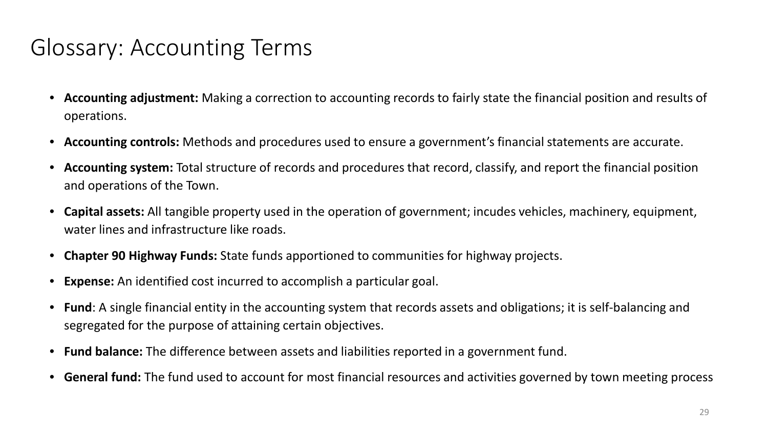# Glossary: Accounting Terms

- **Accounting adjustment:** Making a correction to accounting records to fairly state the financial position and results of operations.
- **Accounting controls:** Methods and procedures used to ensure a government's financial statements are accurate.
- **Accounting system:** Total structure of records and procedures that record, classify, and report the financial position and operations of the Town.
- **Capital assets:** All tangible property used in the operation of government; incudes vehicles, machinery, equipment, water lines and infrastructure like roads.
- **Chapter 90 Highway Funds:** State funds apportioned to communities for highway projects.
- **Expense:** An identified cost incurred to accomplish a particular goal.
- **Fund**: A single financial entity in the accounting system that records assets and obligations; it is self-balancing and segregated for the purpose of attaining certain objectives.
- **Fund balance:** The difference between assets and liabilities reported in a government fund.
- **General fund:** The fund used to account for most financial resources and activities governed by town meeting process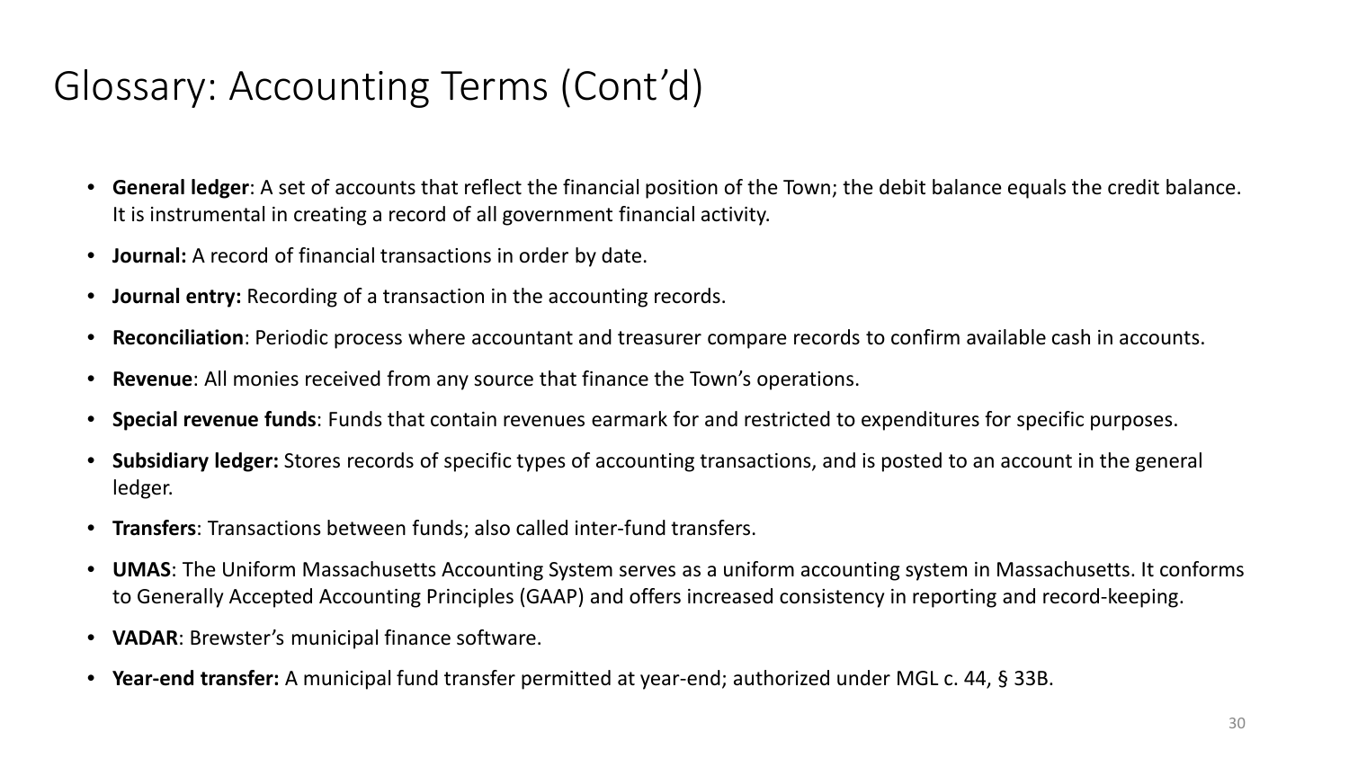# Glossary: Accounting Terms (Cont'd)

- **General ledger**: A set of accounts that reflect the financial position of the Town; the debit balance equals the credit balance. It is instrumental in creating a record of all government financial activity.
- **Journal:** A record of financial transactions in order by date.
- **Journal entry:** Recording of a transaction in the accounting records.
- **Reconciliation**: Periodic process where accountant and treasurer compare records to confirm available cash in accounts.
- **Revenue**: All monies received from any source that finance the Town's operations.
- **Special revenue funds**: Funds that contain revenues earmark for and restricted to expenditures for specific purposes.
- **Subsidiary ledger:** Stores records of specific types of accounting transactions, and is posted to an account in the general ledger.
- **Transfers**: Transactions between funds; also called inter-fund transfers.
- **UMAS**: The Uniform Massachusetts Accounting System serves as a uniform accounting system in Massachusetts. It conforms to Generally Accepted Accounting Principles (GAAP) and offers increased consistency in reporting and record-keeping.
- **VADAR**: Brewster's municipal finance software.
- **Year-end transfer:** A municipal fund transfer permitted at year-end; authorized under MGL c. 44, § 33B.